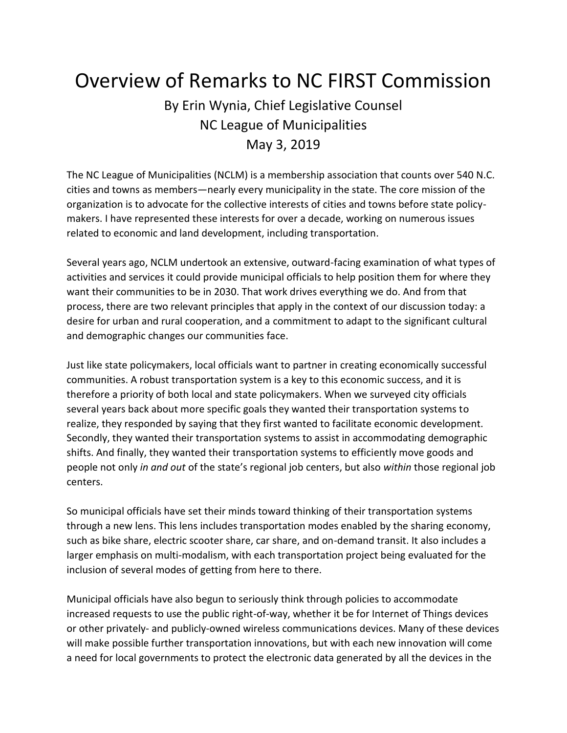# Overview of Remarks to NC FIRST Commission

By Erin Wynia, Chief Legislative Counsel
NC League of Municipalities
May 3, 2019

The NC League of Municipalities (NCLM) is a membership association that counts over 540 N.C. cities and towns as members—nearly every municipality in the state. The core mission of the organization is to advocate for the collective interests of cities and towns before state policy-makers. I have represented these interests for over a decade, working on numerous issues related to economic and land development, including transportation.

Several years ago, NCLM undertook an extensive, outward-facing examination of what types of activities and services it could provide municipal officials to help position them for where they want their communities to be in 2030. That work drives everything we do. And from that process, there are two relevant principles that apply in the context of our discussion today: a desire for urban and rural cooperation, and a commitment to adapt to the significant cultural and demographic changes our communities face.

Just like state policymakers, local officials want to partner in creating economically successful communities. A robust transportation system is a key to this economic success, and it is therefore a priority of both local and state policymakers. When we surveyed city officials several years back about more specific goals they wanted their transportation systems to realize, they responded by saying that they first wanted to facilitate economic development. Secondly, they wanted their transportation systems to assist in accommodating demographic shifts. And finally, they wanted their transportation systems to efficiently move goods and people not only *in and out* of the state's regional job centers, but also *within* those regional job centers.

So municipal officials have set their minds toward thinking of their transportation systems through a new lens. This lens includes transportation modes enabled by the sharing economy, such as bike share, electric scooter share, car share, and on-demand transit. It also includes a larger emphasis on multi-modalism, with each transportation project being evaluated for the inclusion of several modes of getting from here to there.

Municipal officials have also begun to seriously think through policies to accommodate increased requests to use the public right-of-way, whether it be for Internet of Things devices or other privately- and publicly-owned wireless communications devices. Many of these devices will make possible further transportation innovations, but with each new innovation will come a need for local governments to protect the electronic data generated by all the devices in the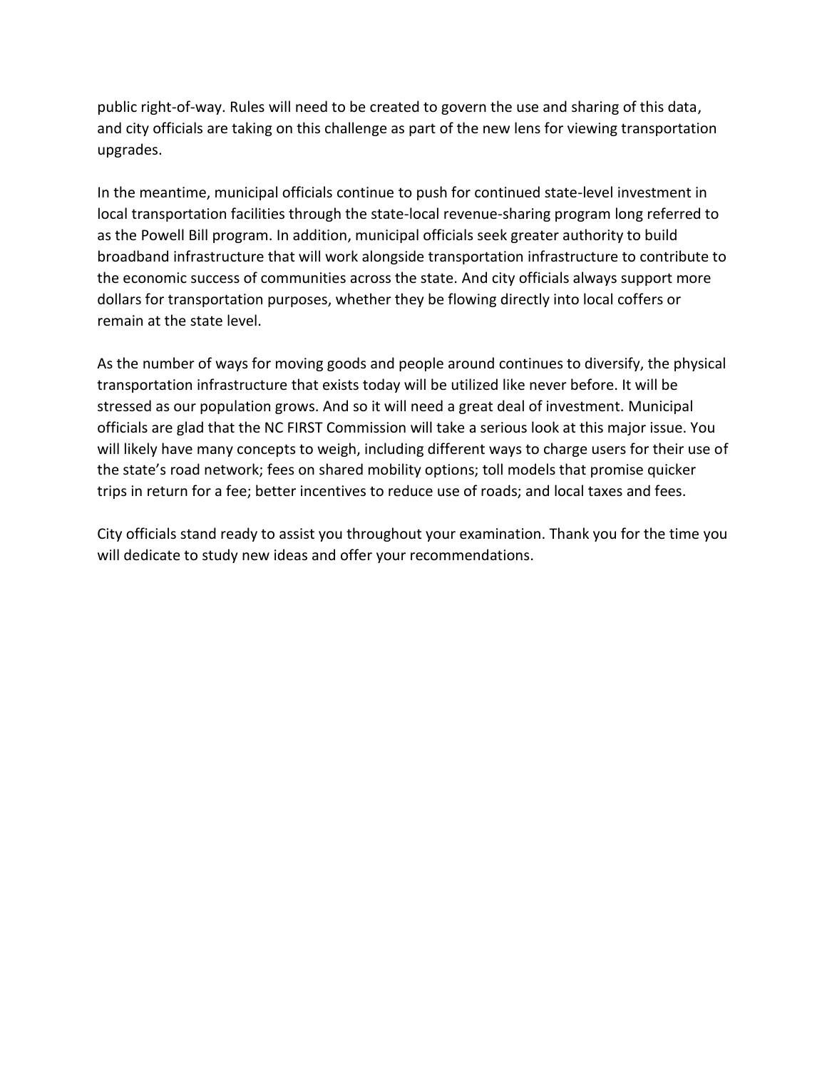public right-of-way. Rules will need to be created to govern the use and sharing of this data, and city officials are taking on this challenge as part of the new lens for viewing transportation upgrades.

In the meantime, municipal officials continue to push for continued state-level investment in local transportation facilities through the state-local revenue-sharing program long referred to as the Powell Bill program. In addition, municipal officials seek greater authority to build broadband infrastructure that will work alongside transportation infrastructure to contribute to the economic success of communities across the state. And city officials always support more dollars for transportation purposes, whether they be flowing directly into local coffers or remain at the state level.

As the number of ways for moving goods and people around continues to diversify, the physical transportation infrastructure that exists today will be utilized like never before. It will be stressed as our population grows. And so it will need a great deal of investment. Municipal officials are glad that the NC FIRST Commission will take a serious look at this major issue. You will likely have many concepts to weigh, including different ways to charge users for their use of the state's road network; fees on shared mobility options; toll models that promise quicker trips in return for a fee; better incentives to reduce use of roads; and local taxes and fees.

City officials stand ready to assist you throughout your examination. Thank you for the time you will dedicate to study new ideas and offer your recommendations.